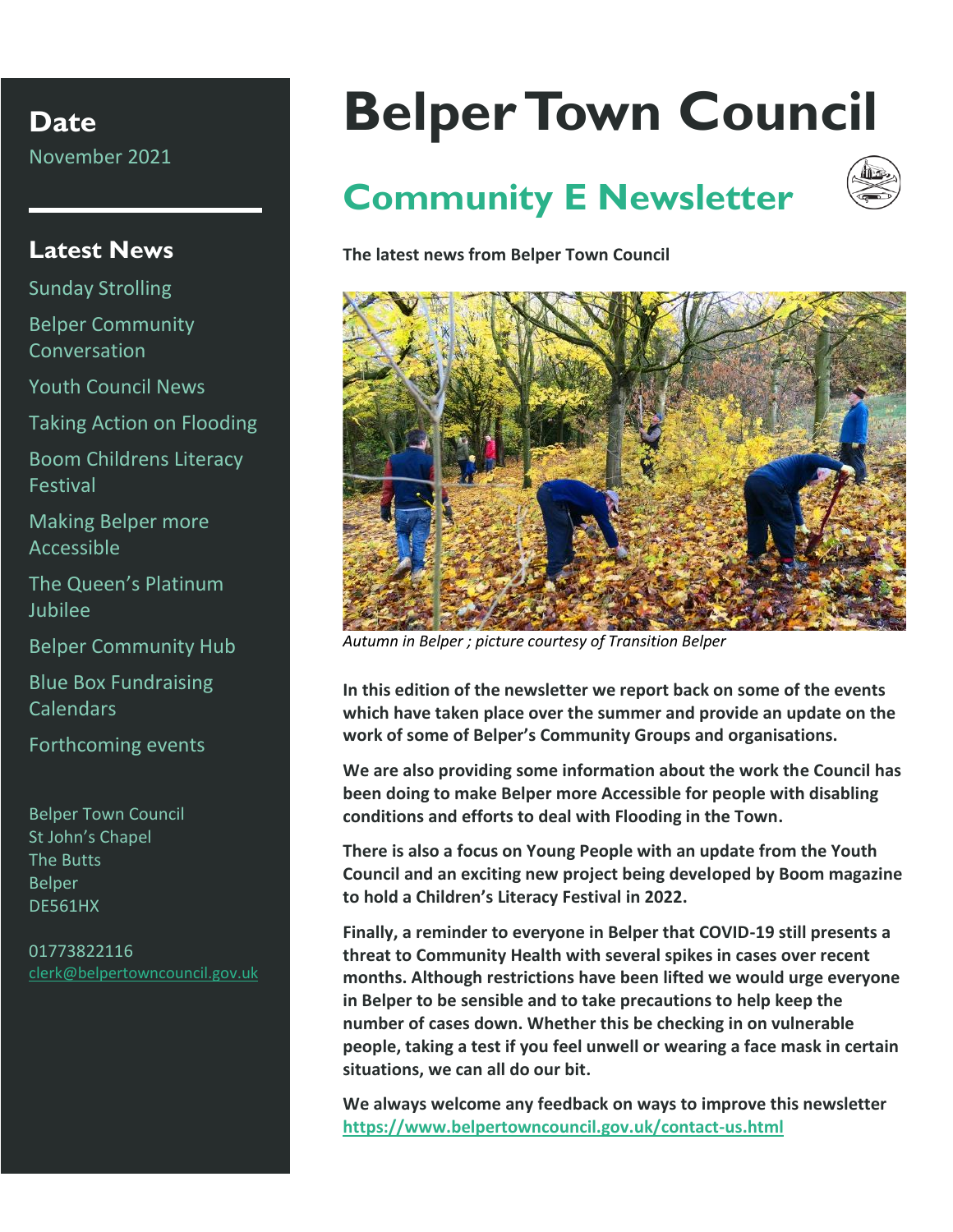# Belper Town Council

## Community E Newsletter

**Date**
November 2021

**Latest News**

- Sunday Strolling
- Belper Community Conversation
- Youth Council News
- Taking Action on Flooding
- Boom Childrens Literacy Festival
- Making Belper more Accessible
- The Queen's Platinum Jubilee
- Belper Community Hub
- Blue Box Fundraising Calendars
- Forthcoming events

Belper Town Council
St John's Chapel
The Butts
Belper
DE561HX

01773822116
clerk@belpertowncouncil.gov.uk

**The latest news from Belper Town Council**

*Autumn in Belper ; picture courtesy of Transition Belper*

**In this edition of the newsletter we report back on some of the events which have taken place over the summer and provide an update on the work of some of Belper's Community Groups and organisations.**

**We are also providing some information about the work the Council has been doing to make Belper more Accessible for people with disabling conditions and efforts to deal with Flooding in the Town.**

**There is also a focus on Young People with an update from the Youth Council and an exciting new project being developed by Boom magazine to hold a Children's Literacy Festival in 2022.**

**Finally, a reminder to everyone in Belper that COVID-19 still presents a threat to Community Health with several spikes in cases over recent months. Although restrictions have been lifted we would urge everyone in Belper to be sensible and to take precautions to help keep the number of cases down. Whether this be checking in on vulnerable people, taking a test if you feel unwell or wearing a face mask in certain situations, we can all do our bit.**

**We always welcome any feedback on ways to improve this newsletter https://www.belpertowncouncil.gov.uk/contact-us.html**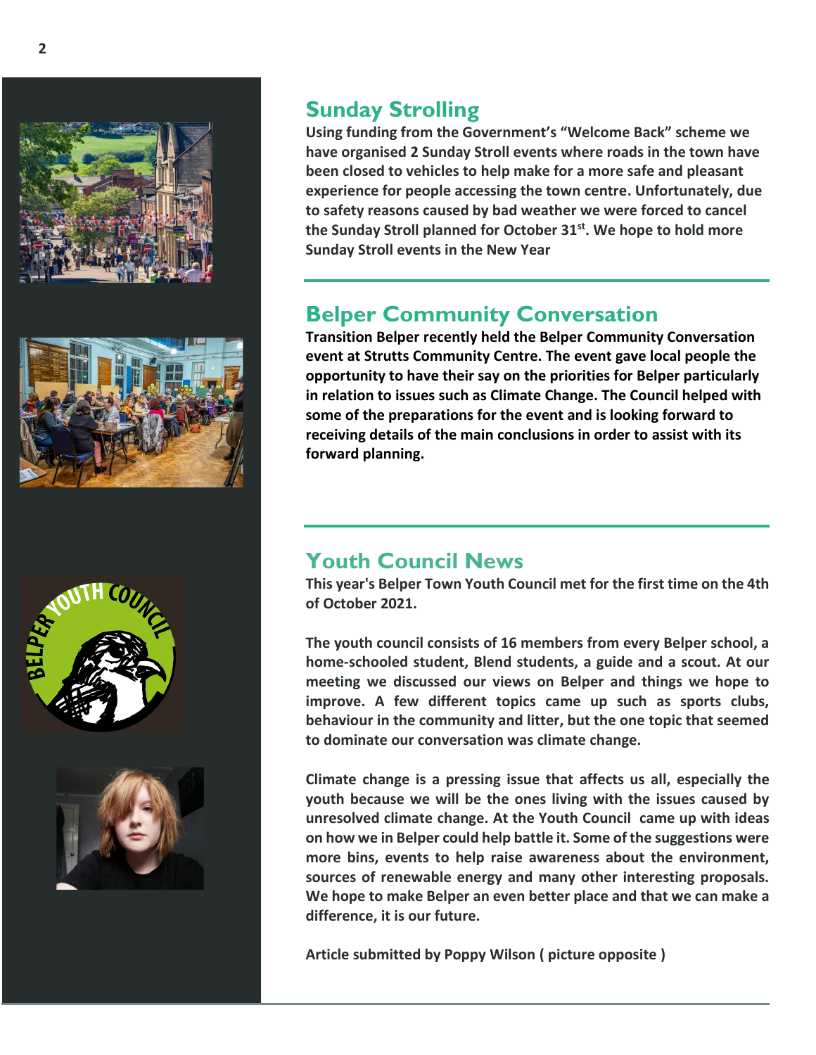## Sunday Strolling

**Using funding from the Government's "Welcome Back" scheme we have organised 2 Sunday Stroll events where roads in the town have been closed to vehicles to help make for a more safe and pleasant experience for people accessing the town centre. Unfortunately, due to safety reasons caused by bad weather we were forced to cancel the Sunday Stroll planned for October 31st. We hope to hold more Sunday Stroll events in the New Year**

## Belper Community Conversation

**Transition Belper recently held the Belper Community Conversation event at Strutts Community Centre. The event gave local people the opportunity to have their say on the priorities for Belper particularly in relation to issues such as Climate Change. The Council helped with some of the preparations for the event and is looking forward to receiving details of the main conclusions in order to assist with its forward planning.**

## Youth Council News

**This year's Belper Town Youth Council met for the first time on the 4th of October 2021.**

**The youth council consists of 16 members from every Belper school, a home-schooled student, Blend students, a guide and a scout. At our meeting we discussed our views on Belper and things we hope to improve. A few different topics came up such as sports clubs, behaviour in the community and litter, but the one topic that seemed to dominate our conversation was climate change.**

**Climate change is a pressing issue that affects us all, especially the youth because we will be the ones living with the issues caused by unresolved climate change. At the Youth Council came up with ideas on how we in Belper could help battle it. Some of the suggestions were more bins, events to help raise awareness about the environment, sources of renewable energy and many other interesting proposals. We hope to make Belper an even better place and that we can make a difference, it is our future.**

**Article submitted by Poppy Wilson ( picture opposite )**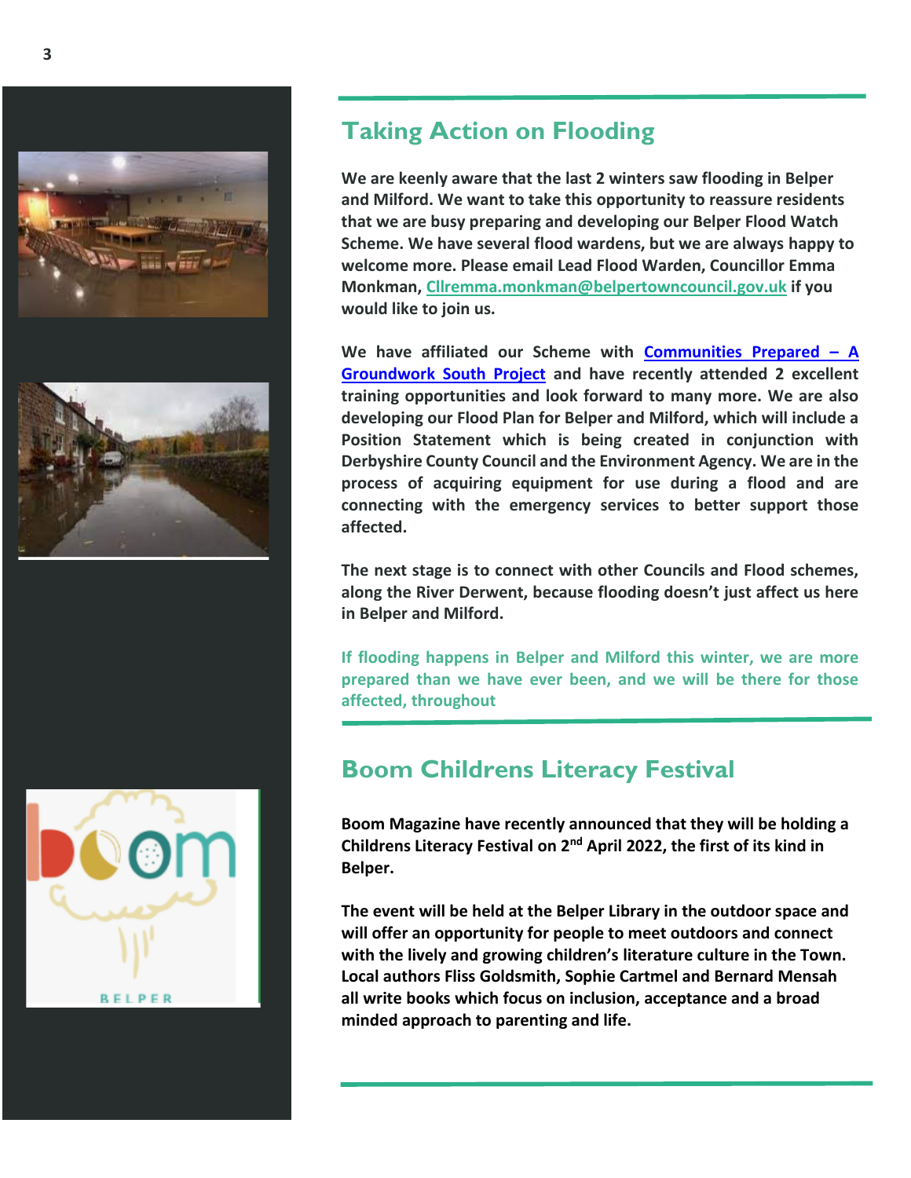## Taking Action on Flooding

**We are keenly aware that the last 2 winters saw flooding in Belper and Milford. We want to take this opportunity to reassure residents that we are busy preparing and developing our Belper Flood Watch Scheme. We have several flood wardens, but we are always happy to welcome more. Please email Lead Flood Warden, Councillor Emma Monkman, [Cllremma.monkman@belpertowncouncil.gov.uk](mailto:Cllremma.monkman@belpertowncouncil.gov.uk) if you would like to join us.**

**We have affiliated our Scheme with Communities Prepared – A Groundwork South Project and have recently attended 2 excellent training opportunities and look forward to many more. We are also developing our Flood Plan for Belper and Milford, which will include a Position Statement which is being created in conjunction with Derbyshire County Council and the Environment Agency. We are in the process of acquiring equipment for use during a flood and are connecting with the emergency services to better support those affected.**

**The next stage is to connect with other Councils and Flood schemes, along the River Derwent, because flooding doesn't just affect us here in Belper and Milford.**

**If flooding happens in Belper and Milford this winter, we are more prepared than we have ever been, and we will be there for those affected, throughout**

## Boom Childrens Literacy Festival

**Boom Magazine have recently announced that they will be holding a Childrens Literacy Festival on 2nd April 2022, the first of its kind in Belper.**

**The event will be held at the Belper Library in the outdoor space and will offer an opportunity for people to meet outdoors and connect with the lively and growing children's literature culture in the Town. Local authors Fliss Goldsmith, Sophie Cartmel and Bernard Mensah all write books which focus on inclusion, acceptance and a broad minded approach to parenting and life.**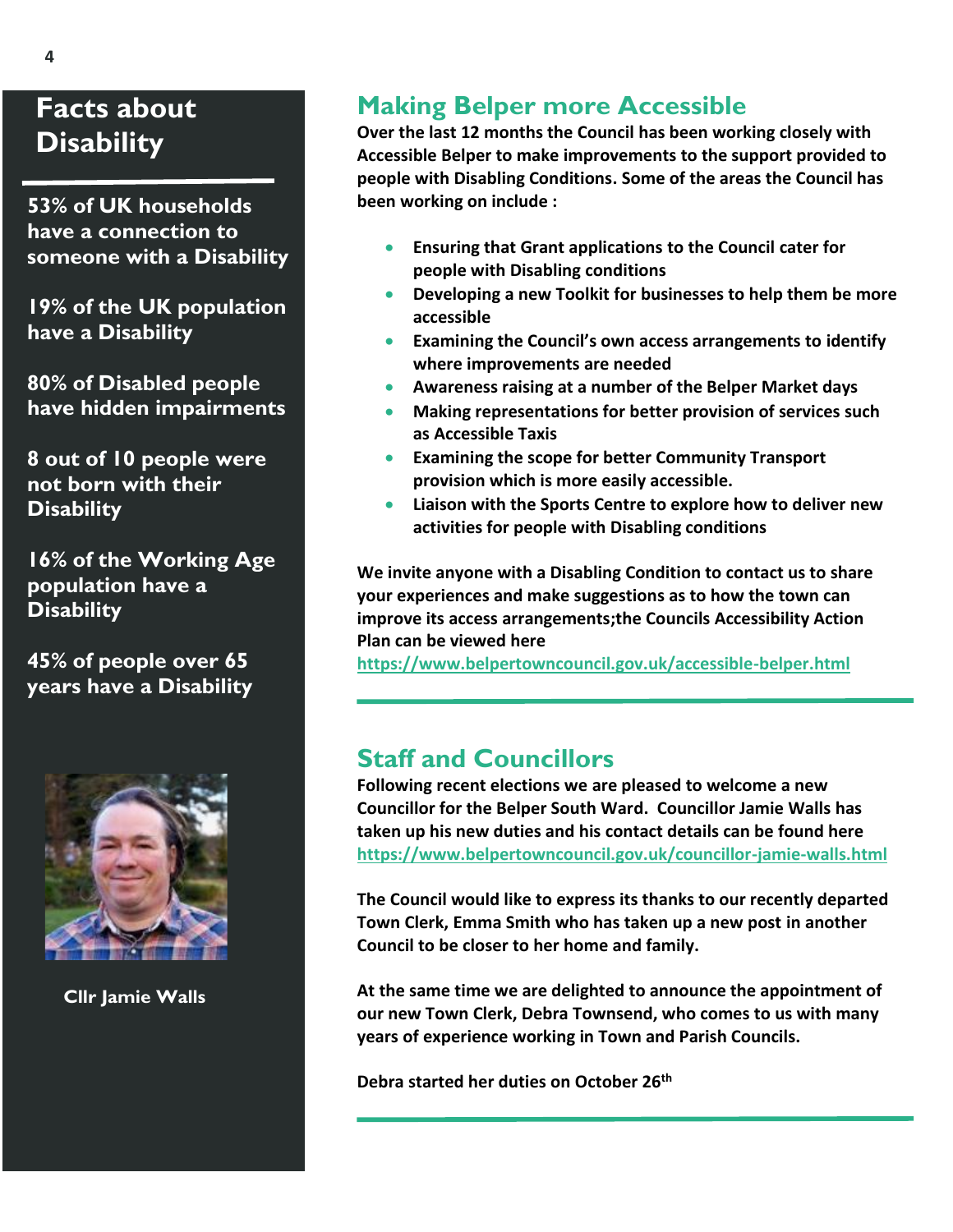## Facts about Disability

**53% of UK households have a connection to someone with a Disability**

**19% of the UK population have a Disability**

**80% of Disabled people have hidden impairments**

**8 out of 10 people were not born with their Disability**

**16% of the Working Age population have a Disability**

**45% of people over 65 years have a Disability**

Cllr Jamie Walls

## Making Belper more Accessible

**Over the last 12 months the Council has been working closely with Accessible Belper to make improvements to the support provided to people with Disabling Conditions. Some of the areas the Council has been working on include :**

- **Ensuring that Grant applications to the Council cater for people with Disabling conditions**
- **Developing a new Toolkit for businesses to help them be more accessible**
- **Examining the Council's own access arrangements to identify where improvements are needed**
- **Awareness raising at a number of the Belper Market days**
- **Making representations for better provision of services such as Accessible Taxis**
- **Examining the scope for better Community Transport provision which is more easily accessible.**
- **Liaison with the Sports Centre to explore how to deliver new activities for people with Disabling conditions**

**We invite anyone with a Disabling Condition to contact us to share your experiences and make suggestions as to how the town can improve its access arrangements;the Councils Accessibility Action Plan can be viewed here**
**https://www.belpertowncouncil.gov.uk/accessible-belper.html**

## Staff and Councillors

**Following recent elections we are pleased to welcome a new Councillor for the Belper South Ward. Councillor Jamie Walls has taken up his new duties and his contact details can be found here**
**https://www.belpertowncouncil.gov.uk/councillor-jamie-walls.html**

**The Council would like to express its thanks to our recently departed Town Clerk, Emma Smith who has taken up a new post in another Council to be closer to her home and family.**

**At the same time we are delighted to announce the appointment of our new Town Clerk, Debra Townsend, who comes to us with many years of experience working in Town and Parish Councils.**

**Debra started her duties on October 26th**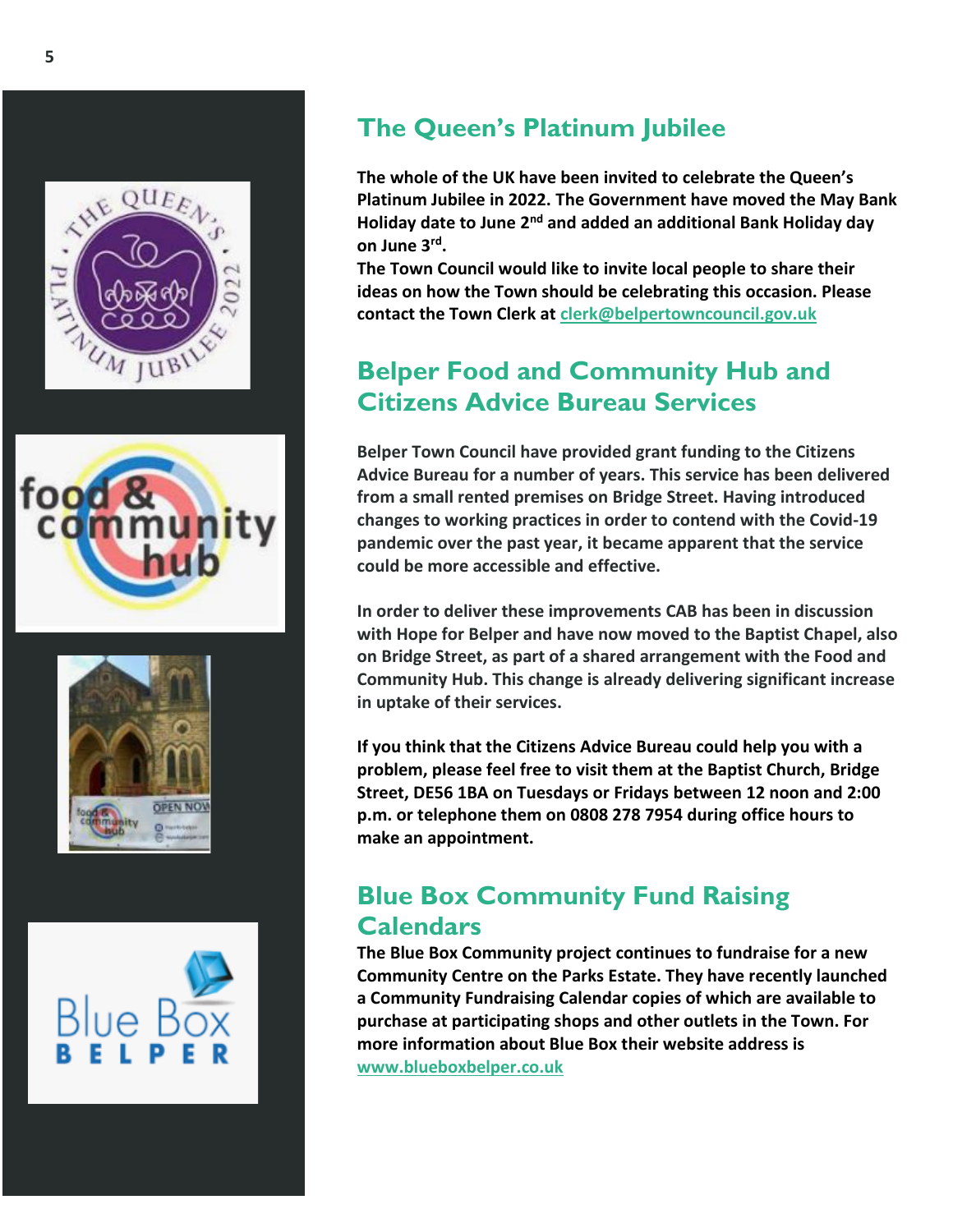## The Queen's Platinum Jubilee

**The whole of the UK have been invited to celebrate the Queen's Platinum Jubilee in 2022. The Government have moved the May Bank Holiday date to June 2nd and added an additional Bank Holiday day on June 3rd.**

**The Town Council would like to invite local people to share their ideas on how the Town should be celebrating this occasion. Please contact the Town Clerk at clerk@belpertowncouncil.gov.uk**

## Belper Food and Community Hub and Citizens Advice Bureau Services

**Belper Town Council have provided grant funding to the Citizens Advice Bureau for a number of years. This service has been delivered from a small rented premises on Bridge Street. Having introduced changes to working practices in order to contend with the Covid-19 pandemic over the past year, it became apparent that the service could be more accessible and effective.**

**In order to deliver these improvements CAB has been in discussion with Hope for Belper and have now moved to the Baptist Chapel, also on Bridge Street, as part of a shared arrangement with the Food and Community Hub. This change is already delivering significant increase in uptake of their services.**

**If you think that the Citizens Advice Bureau could help you with a problem, please feel free to visit them at the Baptist Church, Bridge Street, DE56 1BA on Tuesdays or Fridays between 12 noon and 2:00 p.m. or telephone them on 0808 278 7954 during office hours to make an appointment.**

## Blue Box Community Fund Raising Calendars

**The Blue Box Community project continues to fundraise for a new Community Centre on the Parks Estate. They have recently launched a Community Fundraising Calendar copies of which are available to purchase at participating shops and other outlets in the Town. For more information about Blue Box their website address is www.blueboxbelper.co.uk**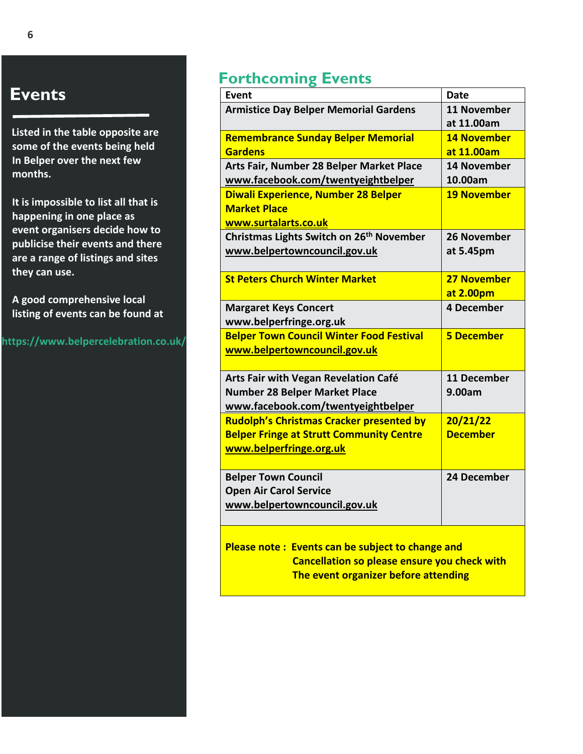## Events

Listed in the table opposite are some of the events being held In Belper over the next few months.

It is impossible to list all that is happening in one place as event organisers decide how to publicise their events and there are a range of listings and sites they can use.

A good comprehensive local listing of events can be found at

https://www.belpercelebration.co.uk/

## Forthcoming Events

| Event | Date |
|---|---|
| Armistice Day Belper Memorial Gardens | 11 November at 11.00am |
| Remembrance Sunday Belper Memorial Gardens | 14 November at 11.00am |
| Arts Fair, Number 28 Belper Market Place www.facebook.com/twentyeightbelper | 14 November 10.00am |
| Diwali Experience, Number 28 Belper Market Place www.surtalarts.co.uk | 19 November |
| Christmas Lights Switch on 26th November www.belpertowncouncil.gov.uk | 26 November at 5.45pm |
| St Peters Church Winter Market | 27 November at 2.00pm |
| Margaret Keys Concert www.belperfringe.org.uk | 4 December |
| Belper Town Council Winter Food Festival www.belpertowncouncil.gov.uk | 5 December |
| Arts Fair with Vegan Revelation Café Number 28 Belper Market Place www.facebook.com/twentyeightbelper | 11 December 9.00am |
| Rudolph's Christmas Cracker presented by Belper Fringe at Strutt Community Centre www.belperfringe.org.uk | 20/21/22 December |
| Belper Town Council Open Air Carol Service www.belpertowncouncil.gov.uk | 24 December |

**Please note : Events can be subject to change and Cancellation so please ensure you check with The event organizer before attending**